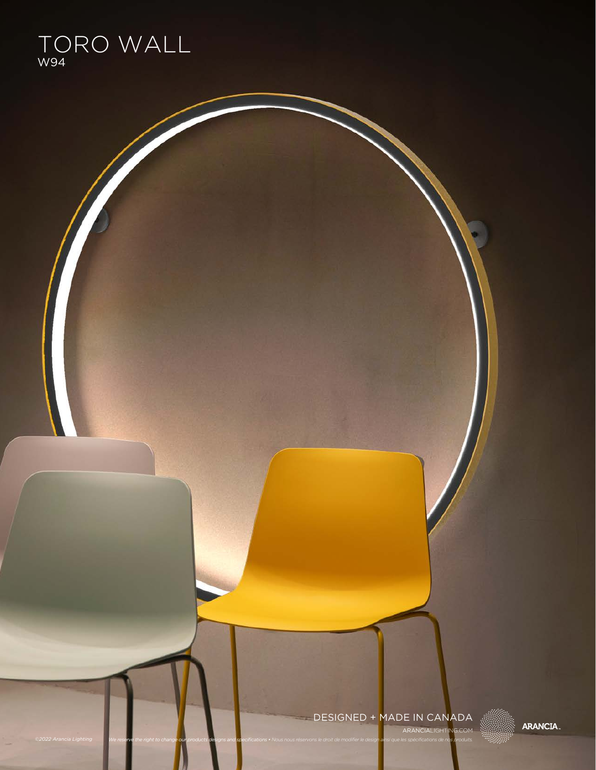# TORO WALL

W94

DESIGNED + MADE IN CANADA

ARANCIALIGHTING.COM

ARANCIA.

*©2022 Arancia Lighting*

*We reserve the right to change our products designs and specifications • Nous nous réservons le droit de modifier le design ainsi que les spécifications de nos produits.*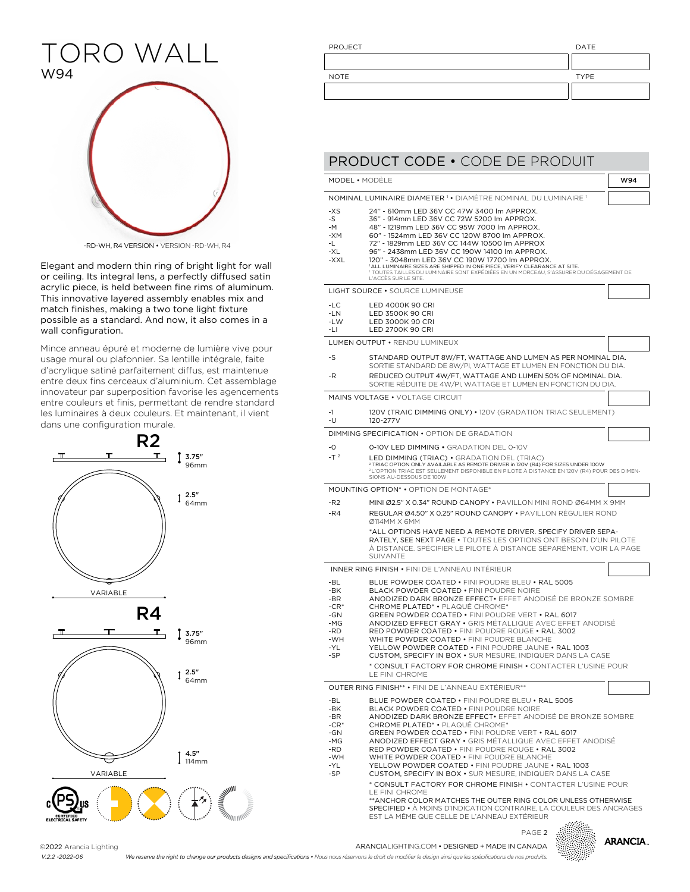# TORO WALL

W94

-RD-WH, R4 VERSION • VERSION -RD-WH, R4

Elegant and modern thin ring of bright light for wall or ceiling. Its integral lens, a perfectly diffused satin acrylic piece, is held between fine rims of aluminum. This innovative layered assembly enables mix and match finishes, making a two tone light fixture possible as a standard. And now, it also comes in a wall configuration.

Mince anneau épuré et moderne de lumière vive pour usage mural ou plafonnier. Sa lentille intégrale, faite d'acrylique satiné parfaitement diffus, est maintenue entre deux fins cerceaux d'aluminium. Cet assemblage innovateur par superposition favorise les agencements entre couleurs et finis, permettant de rendre standard les luminaires à deux couleurs. Et maintenant, il vient dans une configuration murale.

**R2**

3.75" 96mm

2.5" 64mm

VARIABLE

**R4**

3.75" 96mm

2.5" 64mm

4.5" 114mm

VARIABLE

| PROJECT | DATE |
|---|---|
| | |
| NOTE | TYPE |
| | |

## PRODUCT CODE • CODE DE PRODUIT

MODEL • MODÈLE: **W94**

### NOMINAL LUMINAIRE DIAMETER [1] • DIAMÈTRE NOMINAL DU LUMINAIRE [1]

| | |
|---|---|
| -XS | 24" - 610mm LED 36V CC 47W 3400 lm APPROX. |
| -S | 36" - 914mm LED 36V CC 72W 5200 lm APPROX. |
| -M | 48" - 1219mm LED 36V CC 95W 7000 lm APPROX. |
| -XM | 60" - 1524mm LED 36V CC 120W 8700 lm APPROX. |
| -L | 72" - 1829mm LED 36V CC 144W 10500 lm APPROX |
| -XL | 96" - 2438mm LED 36V CC 190W 14100 lm APPROX. |
| -XXL | 120" - 3048mm LED 36V CC 190W 17700 lm APPROX. |

[1] ALL LUMINAIRE SIZES ARE SHIPPED IN ONE PIECE, VERIFY CLEARANCE AT SITE.
[1] TOUTES TAILLES DU LUMINAIRE SONT EXPÉDIÉES EN UN MORCEAU, S'ASSURER DU DÉGAGEMENT DE L'ACCÈS SUR LE SITE.

### LIGHT SOURCE • SOURCE LUMINEUSE

| | |
|---|---|
| -LC | LED 4000K 90 CRI |
| -LN | LED 3500K 90 CRI |
| -LW | LED 3000K 90 CRI |
| -LI | LED 2700K 90 CRI |

### LUMEN OUTPUT • RENDU LUMINEUX

| | |
|---|---|
| -S | STANDARD OUTPUT 8W/FT, WATTAGE AND LUMEN AS PER NOMINAL DIA. SORTIE STANDARD DE 8W/PI, WATTAGE ET LUMEN EN FONCTION DU DIA. |
| -R | REDUCED OUTPUT 4W/FT, WATTAGE AND LUMEN 50% OF NOMINAL DIA. SORTIE RÉDUITE DE 4W/PI, WATTAGE ET LUMEN EN FONCTION DU DIA. |

### MAINS VOLTAGE • VOLTAGE CIRCUIT

| | |
|---|---|
| -1 | 120V (TRAIC DIMMING ONLY) • 120V (GRADATION TRIAC SEULEMENT) |
| -U | 120-277V |

### DIMMING SPECIFICATION • OPTION DE GRADATION

| | |
|---|---|
| -O | 0-10V LED DIMMING • GRADATION DEL 0-10V |
| -T [2] | LED DIMMING (TRIAC) • GRADATION DEL (TRIAC) |

[2] TRIAC OPTION ONLY AVAILABLE AS REMOTE DRIVER in 120V (R4) FOR SIZES UNDER 100W
[2] L'OPTION TRIAC EST SEULEMENT DISPONIBLE EN PILOTE À DISTANCE EN 120V (R4) POUR DES DIMENSIONS AU-DESSOUS DE 100W

### MOUNTING OPTION* • OPTION DE MONTAGE*

| | |
|---|---|
| -R2 | MINI Ø2.5" X 0.34" ROUND CANOPY • PAVILLON MINI ROND Ø64MM X 9MM |
| -R4 | REGULAR Ø4.50" X 0.25" ROUND CANOPY • PAVILLON RÉGULIER ROND Ø114MM X 6MM |

*ALL OPTIONS HAVE NEED A REMOTE DRIVER. SPECIFY DRIVER SEPARATELY, SEE NEXT PAGE • TOUTES LES OPTIONS ONT BESOIN D'UN PILOTE À DISTANCE. SPÉCIFIER LE PILOTE À DISTANCE SÉPARÉMENT, VOIR LA PAGE SUIVANTE

### INNER RING FINISH • FINI DE L'ANNEAU INTÉRIEUR

| | |
|---|---|
| -BL | BLUE POWDER COATED • FINI POUDRE BLEU • RAL 5005 |
| -BK | BLACK POWDER COATED • FINI POUDRE NOIRE |
| -BR | ANODIZED DARK BRONZE EFFECT• EFFET ANODISÉ DE BRONZE SOMBRE |
| -CR* | CHROME PLATED* • PLAQUÉ CHROME* |
| -GN | GREEN POWDER COATED • FINI POUDRE VERT • RAL 6017 |
| -MG | ANODIZED EFFECT GRAY • GRIS MÉTALLIQUE AVEC EFFET ANODISÉ |
| -RD | RED POWDER COATED • FINI POUDRE ROUGE • RAL 3002 |
| -WH | WHITE POWDER COATED • FINI POUDRE BLANCHE |
| -YL | YELLOW POWDER COATED • FINI POUDRE JAUNE • RAL 1003 |
| -SP | CUSTOM, SPECIFY IN BOX • SUR MESURE, INDIQUER DANS LA CASE |

* CONSULT FACTORY FOR CHROME FINISH • CONTACTER L'USINE POUR LE FINI CHROME

### OUTER RING FINISH** • FINI DE L'ANNEAU EXTÉRIEUR**

| | |
|---|---|
| -BL | BLUE POWDER COATED • FINI POUDRE BLEU • RAL 5005 |
| -BK | BLACK POWDER COATED • FINI POUDRE NOIRE |
| -BR | ANODIZED DARK BRONZE EFFECT• EFFET ANODISÉ DE BRONZE SOMBRE |
| -CR* | CHROME PLATED* • PLAQUÉ CHROME* |
| -GN | GREEN POWDER COATED • FINI POUDRE VERT • RAL 6017 |
| -MG | ANODIZED EFFECT GRAY • GRIS MÉTALLIQUE AVEC EFFET ANODISÉ |
| -RD | RED POWDER COATED • FINI POUDRE ROUGE • RAL 3002 |
| -WH | WHITE POWDER COATED • FINI POUDRE BLANCHE |
| -YL | YELLOW POWDER COATED • FINI POUDRE JAUNE • RAL 1003 |
| -SP | CUSTOM, SPECIFY IN BOX • SUR MESURE, INDIQUER DANS LA CASE |

* CONSULT FACTORY FOR CHROME FINISH • CONTACTER L'USINE POUR LE FINI CHROME

**ANCHOR COLOR MATCHES THE OUTER RING COLOR UNLESS OTHERWISE SPECIFIED • À MOINS D'INDICATION CONTRAIRE, LA COULEUR DES ANCRAGES EST LA MÊME QUE CELLE DE L'ANNEAU EXTÉRIEUR

©2022 Arancia Lighting
V.2.2 -2022-06

ARANCIALIGHTING.COM • DESIGNED + MADE IN CANADA

*We reserve the right to change our products designs and specifications • Nous nous réservons le droit de modifier le design ainsi que les spécifications de nos produits.*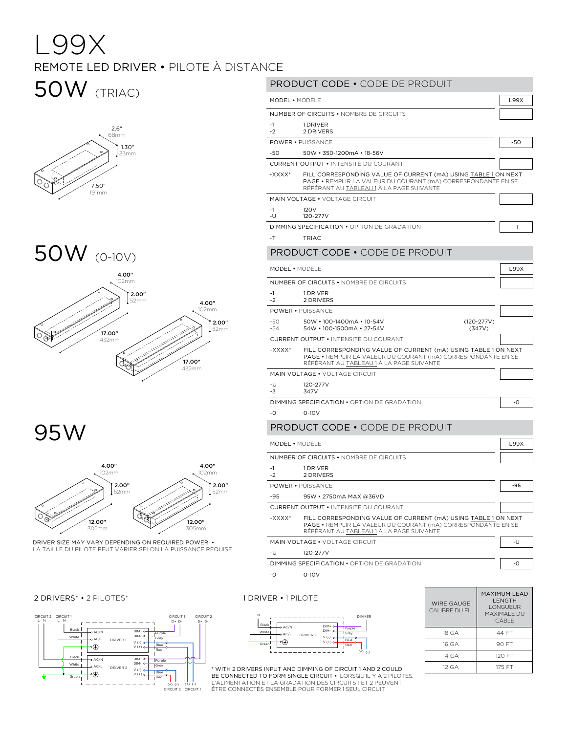# L99X

## REMOTE LED DRIVER • PILOTE À DISTANCE

## 50W (TRIAC)

2.6" 68mm
1.30" 33mm
7.50" 191mm

### PRODUCT CODE • CODE DE PRODUIT

| MODEL • MODÈLE | | L99X |
|---|---|---|
| NUMBER OF CIRCUITS • NOMBRE DE CIRCUITS | | |
| -1 | 1 DRIVER | |
| -2 | 2 DRIVERS | |
| POWER • PUISSANCE | | -50 |
| -50 | 50W • 350-1200mA • 18-56V | |
| CURRENT OUTPUT • INTENSITÉ DU COURANT | | |
| -XXXX* | FILL CORRESPONDING VALUE OF CURRENT (mA) USING TABLE 1 ON NEXT PAGE • REMPLIR LA VALEUR DU COURANT (mA) CORRESPONDANTE EN SE RÉFÉRANT AU TABLEAU 1 À LA PAGE SUIVANTE | |
| MAIN VOLTAGE • VOLTAGE CIRCUIT | | |
| -1 | 120V | |
| -U | 120-277V | |
| DIMMING SPECIFICATION • OPTION DE GRADATION | | -T |
| -T | TRIAC | |

## 50W (0-10V)

4.00" 102mm
2.00" 52mm
17.00" 432mm

### PRODUCT CODE • CODE DE PRODUIT

| MODEL • MODÈLE | | | L99X |
|---|---|---|---|
| NUMBER OF CIRCUITS • NOMBRE DE CIRCUITS | | | |
| -1 | 1 DRIVER | | |
| -2 | 2 DRIVERS | | |
| POWER • PUISSANCE | | | |
| -50 | 50W • 100-1400mA • 10-54V | (120-277V) | |
| -54 | 54W • 100-1500mA • 27-54V | (347V) | |
| CURRENT OUTPUT • INTENSITÉ DU COURANT | | | |
| -XXXX* | FILL CORRESPONDING VALUE OF CURRENT (mA) USING TABLE 1 ON NEXT PAGE • REMPLIR LA VALEUR DU COURANT (mA) CORRESPONDANTE EN SE RÉFÉRANT AU TABLEAU 1 À LA PAGE SUIVANTE | | |
| MAIN VOLTAGE • VOLTAGE CIRCUIT | | | |
| -U | 120-277V | | |
| -3 | 347V | | |
| DIMMING SPECIFICATION • OPTION DE GRADATION | | | -O |
| -O | 0-10V | | |

## 95W

4.00" 102mm
2.00" 52mm
12.00" 305mm

DRIVER SIZE MAY VARY DEPENDING ON REQUIRED POWER • LA TAILLE DU PILOTE PEUT VARIER SELON LA PUISSANCE REQUISE

### PRODUCT CODE • CODE DE PRODUIT

| MODEL • MODÈLE | | L99X |
|---|---|---|
| NUMBER OF CIRCUITS • NOMBRE DE CIRCUITS | | |
| -1 | 1 DRIVER | |
| -2 | 2 DRIVERS | |
| POWER • PUISSANCE | | **-95** |
| -95 | 95W • 2750mA MAX @36VD | |
| CURRENT OUTPUT • INTENSITÉ DU COURANT | | |
| -XXXX* | FILL CORRESPONDING VALUE OF CURRENT (mA) USING TABLE 1 ON NEXT PAGE • REMPLIR LA VALEUR DU COURANT (mA) CORRESPONDANTE EN SE RÉFÉRANT AU TABLEAU 1 À LA PAGE SUIVANTE | |
| MAIN VOLTAGE • VOLTAGE CIRCUIT | | -U |
| -U | 120-277V | |
| DIMMING SPECIFICATION • OPTION DE GRADATION | | -O |
| -O | 0-10V | |

### 2 DRIVERS* • 2 PILOTES*

CIRCUIT 2 L N, CIRCUIT 1 L N, CIRCUIT 1 D+ D-, CIRCUIT 2 D+ D-
DRIVER 1: Black AC/N, White AC/L, ⏚; DIM+ Purple, DIM- Grey, V (-) Blue, V (+) Red
DRIVER 2: Black AC/N, White AC/L, Green ⏚; DIM+ Purple, DIM- Grey, V (-) Blue, V (+) Red
(+) (-) CIRCUIT 2, (+) (-) CIRCUIT 1

### 1 DRIVER • 1 PILOTE

L N, DIMMER
DRIVER 1: Black AC/N, White AC/L, Green ⏚; DIM+ Purple, DIM- Grey, V (-) Blue, V (+) Red
(+) (-)

\* WITH 2 DRIVERS INPUT AND DIMMING OF CIRCUIT 1 AND 2 COULD BE CONNECTED TO FORM SINGLE CIRCUIT • LORSQU'IL Y A 2 PILOTES, L'ALIMENTATION ET LA GRADATION DES CIRCUITS 1 ET 2 PEUVENT ÊTRE CONNECTÉS ENSEMBLE POUR FORMER 1 SEUL CIRCUIT

| WIRE GAUGE CALIBRE DU FIL | MAXIMUM LEAD LENGTH LONGUEUR MAXIMALE DU CÂBLE |
|---|---|
| 18 GA | 44 FT |
| 16 GA | 90 FT |
| 14 GA | 120 FT |
| 12 GA | 175 FT |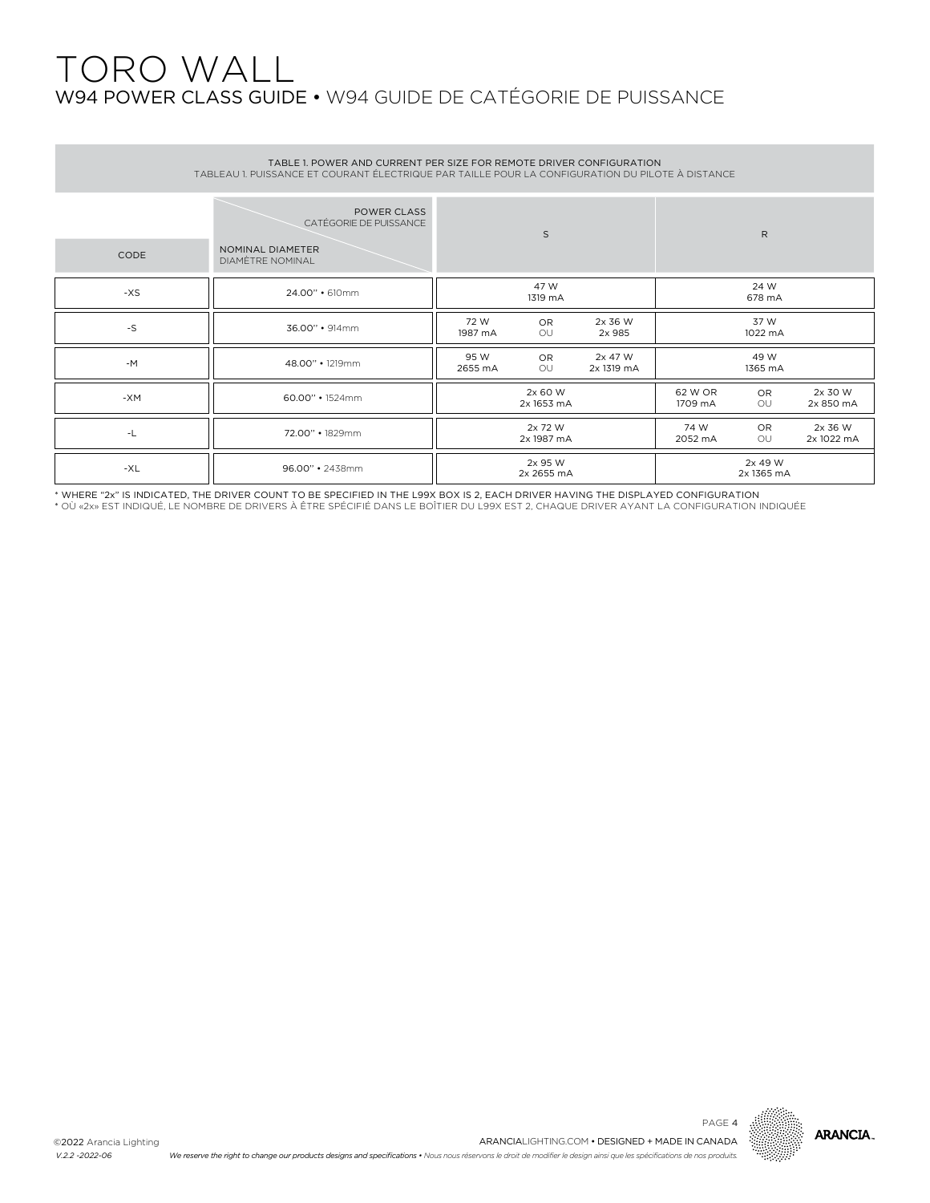# TORO WALL

## W94 POWER CLASS GUIDE • W94 GUIDE DE CATÉGORIE DE PUISSANCE

TABLE 1. POWER AND CURRENT PER SIZE FOR REMOTE DRIVER CONFIGURATION
TABLEAU 1. PUISSANCE ET COURANT ÉLECTRIQUE PAR TAILLE POUR LA CONFIGURATION DU PILOTE À DISTANCE

| CODE | NOMINAL DIAMETER / DIAMÈTRE NOMINAL \ POWER CLASS / CATÉGORIE DE PUISSANCE | S | R |
|---|---|---|---|
| -XS | 24.00" • 610mm | 47 W<br>1319 mA | 24 W<br>678 mA |
| -S | 36.00" • 914mm | 72 W 1987 mA OR/OU 2x 36 W 2x 985 | 37 W<br>1022 mA |
| -M | 48.00" • 1219mm | 95 W 2655 mA OR/OU 2x 47 W 2x 1319 mA | 49 W<br>1365 mA |
| -XM | 60.00" • 1524mm | 2x 60 W<br>2x 1653 mA | 62 W OR 1709 mA OR/OU 2x 30 W 2x 850 mA |
| -L | 72.00" • 1829mm | 2x 72 W<br>2x 1987 mA | 74 W 2052 mA OR/OU 2x 36 W 2x 1022 mA |
| -XL | 96.00" • 2438mm | 2x 95 W<br>2x 2655 mA | 2x 49 W<br>2x 1365 mA |

* WHERE "2x" IS INDICATED, THE DRIVER COUNT TO BE SPECIFIED IN THE L99X BOX IS 2, EACH DRIVER HAVING THE DISPLAYED CONFIGURATION
* OÙ «2x» EST INDIQUÉ, LE NOMBRE DE DRIVERS À ÊTRE SPÉCIFIÉ DANS LE BOÎTIER DU L99X EST 2, CHAQUE DRIVER AYANT LA CONFIGURATION INDIQUÉE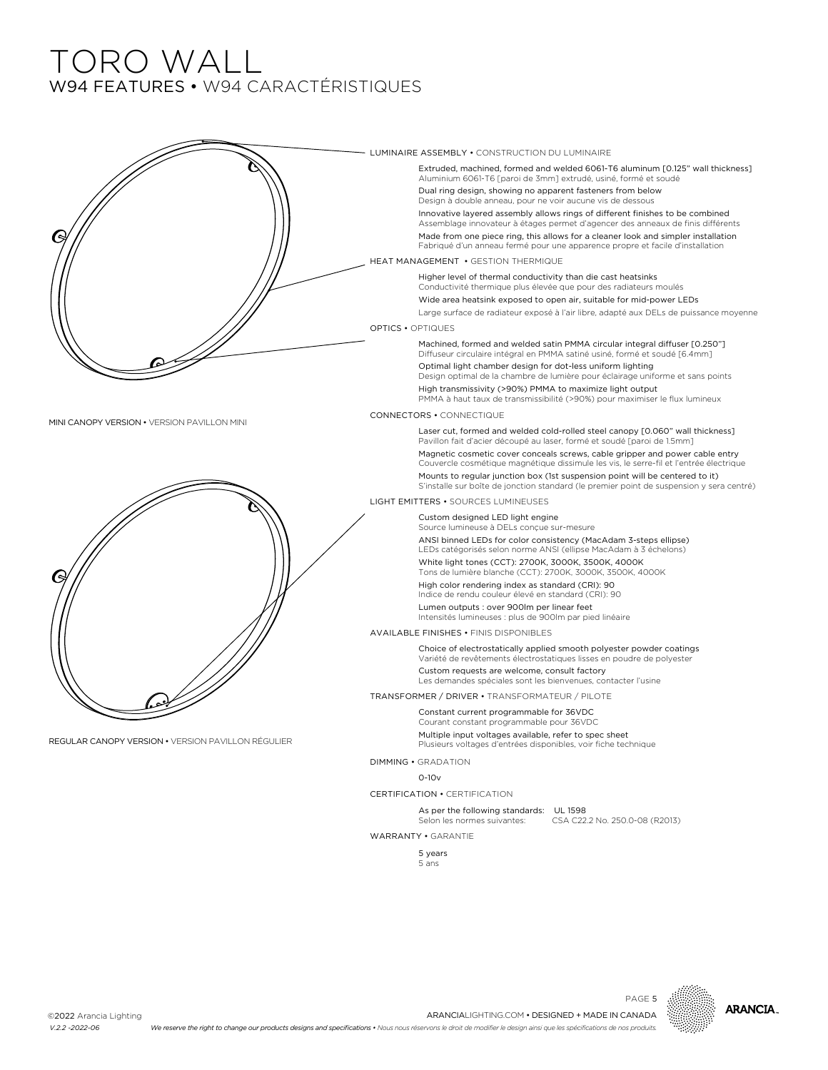# TORO WALL

## W94 FEATURES • W94 CARACTÉRISTIQUES

MINI CANOPY VERSION • VERSION PAVILLON MINI

REGULAR CANOPY VERSION • VERSION PAVILLON RÉGULIER

### LUMINAIRE ASSEMBLY • CONSTRUCTION DU LUMINAIRE

Extruded, machined, formed and welded 6061-T6 aluminum [0.125" wall thickness]
Aluminium 6061-T6 [paroi de 3mm] extrudé, usiné, formé et soudé

Dual ring design, showing no apparent fasteners from below
Design à double anneau, pour ne voir aucune vis de dessous

Innovative layered assembly allows rings of different finishes to be combined
Assemblage innovateur à étages permet d'agencer des anneaux de finis différents

Made from one piece ring, this allows for a cleaner look and simpler installation
Fabriqué d'un anneau fermé pour une apparence propre et facile d'installation

### HEAT MANAGEMENT • GESTION THERMIQUE

Higher level of thermal conductivity than die cast heatsinks
Conductivité thermique plus élevée que pour des radiateurs moulés

Wide area heatsink exposed to open air, suitable for mid-power LEDs
Large surface de radiateur exposé à l'air libre, adapté aux DELs de puissance moyenne

### OPTICS • OPTIQUES

Machined, formed and welded satin PMMA circular integral diffuser [0.250"]
Diffuseur circulaire intégral en PMMA satiné usiné, formé et soudé [6.4mm]

Optimal light chamber design for dot-less uniform lighting
Design optimal de la chambre de lumière pour éclairage uniforme et sans points

High transmissivity (>90%) PMMA to maximize light output
PMMA à haut taux de transmissibilité (>90%) pour maximiser le flux lumineux

### CONNECTORS • CONNECTIQUE

Laser cut, formed and welded cold-rolled steel canopy [0.060" wall thickness]
Pavillon fait d'acier découpé au laser, formé et soudé [paroi de 1.5mm]

Magnetic cosmetic cover conceals screws, cable gripper and power cable entry
Couvercle cosmétique magnétique dissimule les vis, le serre-fil et l'entrée électrique

Mounts to regular junction box (1st suspension point will be centered to it)
S'installe sur boîte de jonction standard (le premier point de suspension y sera centré)

### LIGHT EMITTERS • SOURCES LUMINEUSES

Custom designed LED light engine
Source lumineuse à DELs conçue sur-mesure

ANSI binned LEDs for color consistency (MacAdam 3-steps ellipse)
LEDs catégorisés selon norme ANSI (ellipse MacAdam à 3 échelons)

White light tones (CCT): 2700K, 3000K, 3500K, 4000K
Tons de lumière blanche (CCT): 2700K, 3000K, 3500K, 4000K

High color rendering index as standard (CRI): 90
Indice de rendu couleur élevé en standard (CRI): 90

Lumen outputs : over 900lm per linear feet
Intensités lumineuses : plus de 900lm par pied linéaire

### AVAILABLE FINISHES • FINIS DISPONIBLES

Choice of electrostatically applied smooth polyester powder coatings
Variété de revêtements électrostatiques lisses en poudre de polyester

Custom requests are welcome, consult factory
Les demandes spéciales sont les bienvenues, contacter l'usine

### TRANSFORMER / DRIVER • TRANSFORMATEUR / PILOTE

Constant current programmable for 36VDC
Courant constant programmable pour 36VDC

Multiple input voltages available, refer to spec sheet
Plusieurs voltages d'entrées disponibles, voir fiche technique

### DIMMING • GRADATION

0-10v

### CERTIFICATION • CERTIFICATION

As per the following standards: UL 1598
Selon les normes suivantes: CSA C22.2 No. 250.0-08 (R2013)

### WARRANTY • GARANTIE

5 years
5 ans

©2022 Arancia Lighting
V.2.2 -2022-06

ARANCIALIGHTING.COM • DESIGNED + MADE IN CANADA

*We reserve the right to change our products designs and specifications • Nous nous réservons le droit de modifier le design ainsi que les spécifications de nos produits.*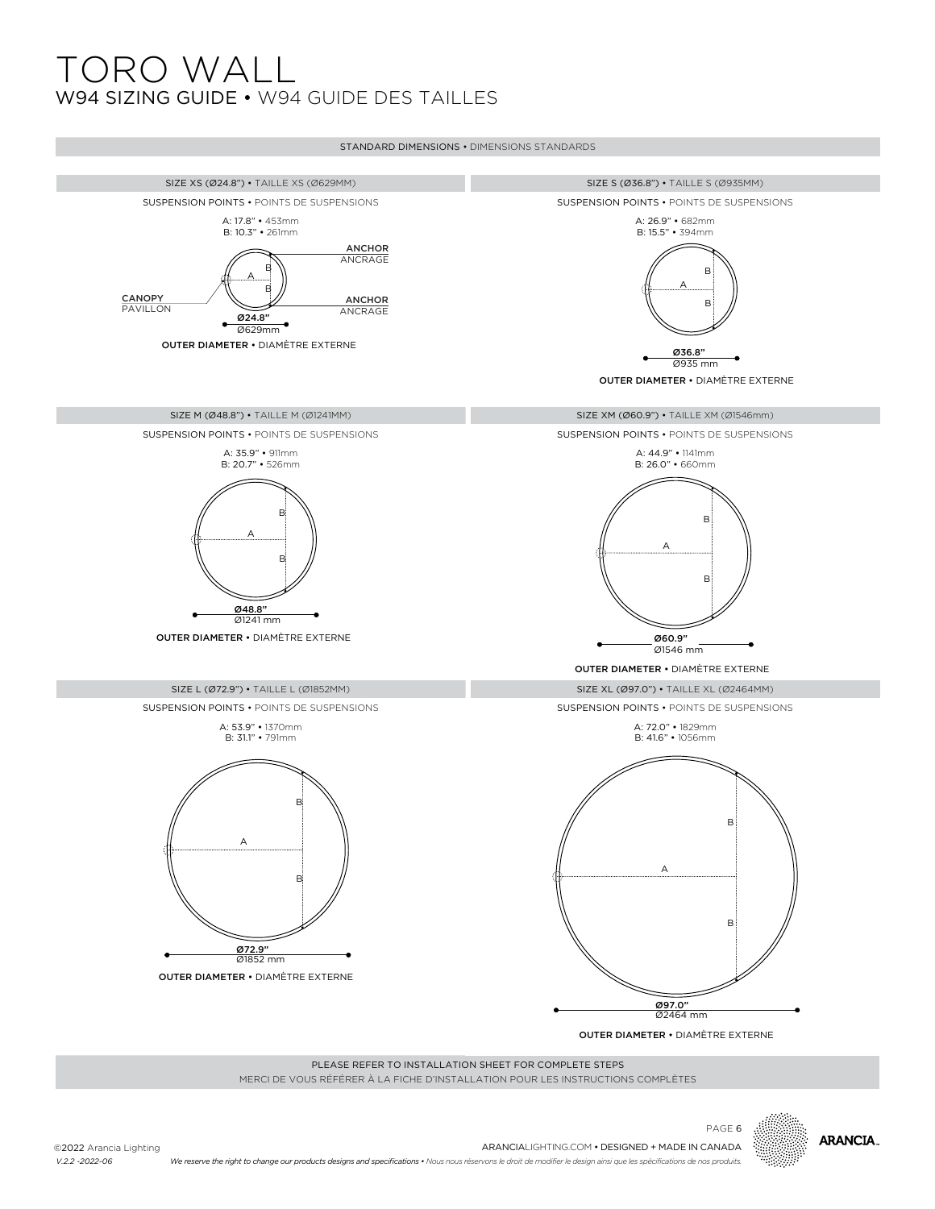# TORO WALL

## W94 SIZING GUIDE • W94 GUIDE DES TAILLES

STANDARD DIMENSIONS • DIMENSIONS STANDARDS

### SIZE XS (Ø24.8") • TAILLE XS (Ø629MM)

SUSPENSION POINTS • POINTS DE SUSPENSIONS

A: 17.8" • 453mm
B: 10.3" • 261mm

ANCHOR
ANCRAGE

CANOPY
PAVILLON

ANCHOR
ANCRAGE

Ø24.8"
Ø629mm

**OUTER DIAMETER** • DIAMÈTRE EXTERNE

### SIZE S (Ø36.8") • TAILLE S (Ø935MM)

SUSPENSION POINTS • POINTS DE SUSPENSIONS

A: 26.9" • 682mm
B: 15.5" • 394mm

Ø36.8"
Ø935 mm

**OUTER DIAMETER** • DIAMÈTRE EXTERNE

### SIZE M (Ø48.8") • TAILLE M (Ø1241MM)

SUSPENSION POINTS • POINTS DE SUSPENSIONS

A: 35.9" • 911mm
B: 20.7" • 526mm

Ø48.8"
Ø1241 mm

**OUTER DIAMETER** • DIAMÈTRE EXTERNE

### SIZE XM (Ø60.9") • TAILLE XM (Ø1546mm)

SUSPENSION POINTS • POINTS DE SUSPENSIONS

A: 44.9" • 1141mm
B: 26.0" • 660mm

Ø60.9"
Ø1546 mm

**OUTER DIAMETER** • DIAMÈTRE EXTERNE

### SIZE L (Ø72.9") • TAILLE L (Ø1852MM)

SUSPENSION POINTS • POINTS DE SUSPENSIONS

A: 53.9" • 1370mm
B: 31.1" • 791mm

Ø72.9"
Ø1852 mm

**OUTER DIAMETER** • DIAMÈTRE EXTERNE

### SIZE XL (Ø97.0") • TAILLE XL (Ø2464MM)

SUSPENSION POINTS • POINTS DE SUSPENSIONS

A: 72.0" • 1829mm
B: 41.6" • 1056mm

Ø97.0"
Ø2464 mm

**OUTER DIAMETER** • DIAMÈTRE EXTERNE

PLEASE REFER TO INSTALLATION SHEET FOR COMPLETE STEPS
MERCI DE VOUS RÉFÉRER À LA FICHE D'INSTALLATION POUR LES INSTRUCTIONS COMPLÈTES

©2022 Arancia Lighting
V.2.2 -2022-06

ARANCIALIGHTING.COM • DESIGNED + MADE IN CANADA

*We reserve the right to change our products designs and specifications • Nous nous réservons le droit de modifier le design ainsi que les spécifications de nos produits.*